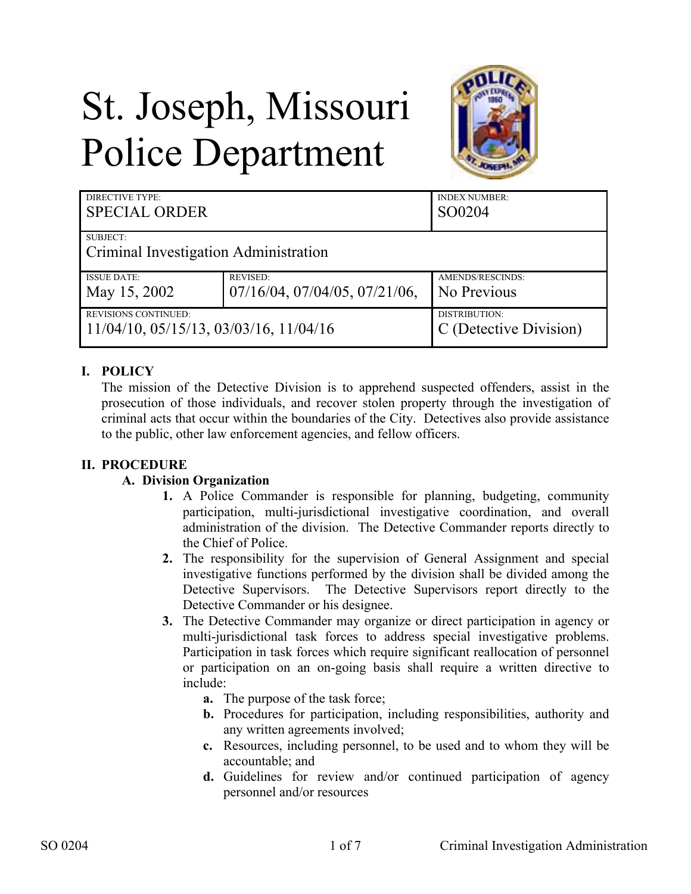# St. Joseph, Missouri Police Department

| DIRECTIVE TYPE: SPECIAL ORDER | | INDEX NUMBER: SO0204 |
|---|---|---|
| SUBJECT: Criminal Investigation Administration | | |
| ISSUE DATE: May 15, 2002 | REVISED: 07/16/04, 07/04/05, 07/21/06, | AMENDS/RESCINDS: No Previous |
| REVISIONS CONTINUED: 11/04/10, 05/15/13, 03/03/16, 11/04/16 | | DISTRIBUTION: C (Detective Division) |

## I. POLICY

The mission of the Detective Division is to apprehend suspected offenders, assist in the prosecution of those individuals, and recover stolen property through the investigation of criminal acts that occur within the boundaries of the City. Detectives also provide assistance to the public, other law enforcement agencies, and fellow officers.

## II. PROCEDURE

### A. Division Organization

1. A Police Commander is responsible for planning, budgeting, community participation, multi-jurisdictional investigative coordination, and overall administration of the division. The Detective Commander reports directly to the Chief of Police.
2. The responsibility for the supervision of General Assignment and special investigative functions performed by the division shall be divided among the Detective Supervisors. The Detective Supervisors report directly to the Detective Commander or his designee.
3. The Detective Commander may organize or direct participation in agency or multi-jurisdictional task forces to address special investigative problems. Participation in task forces which require significant reallocation of personnel or participation on an on-going basis shall require a written directive to include:
   a. The purpose of the task force;
   b. Procedures for participation, including responsibilities, authority and any written agreements involved;
   c. Resources, including personnel, to be used and to whom they will be accountable; and
   d. Guidelines for review and/or continued participation of agency personnel and/or resources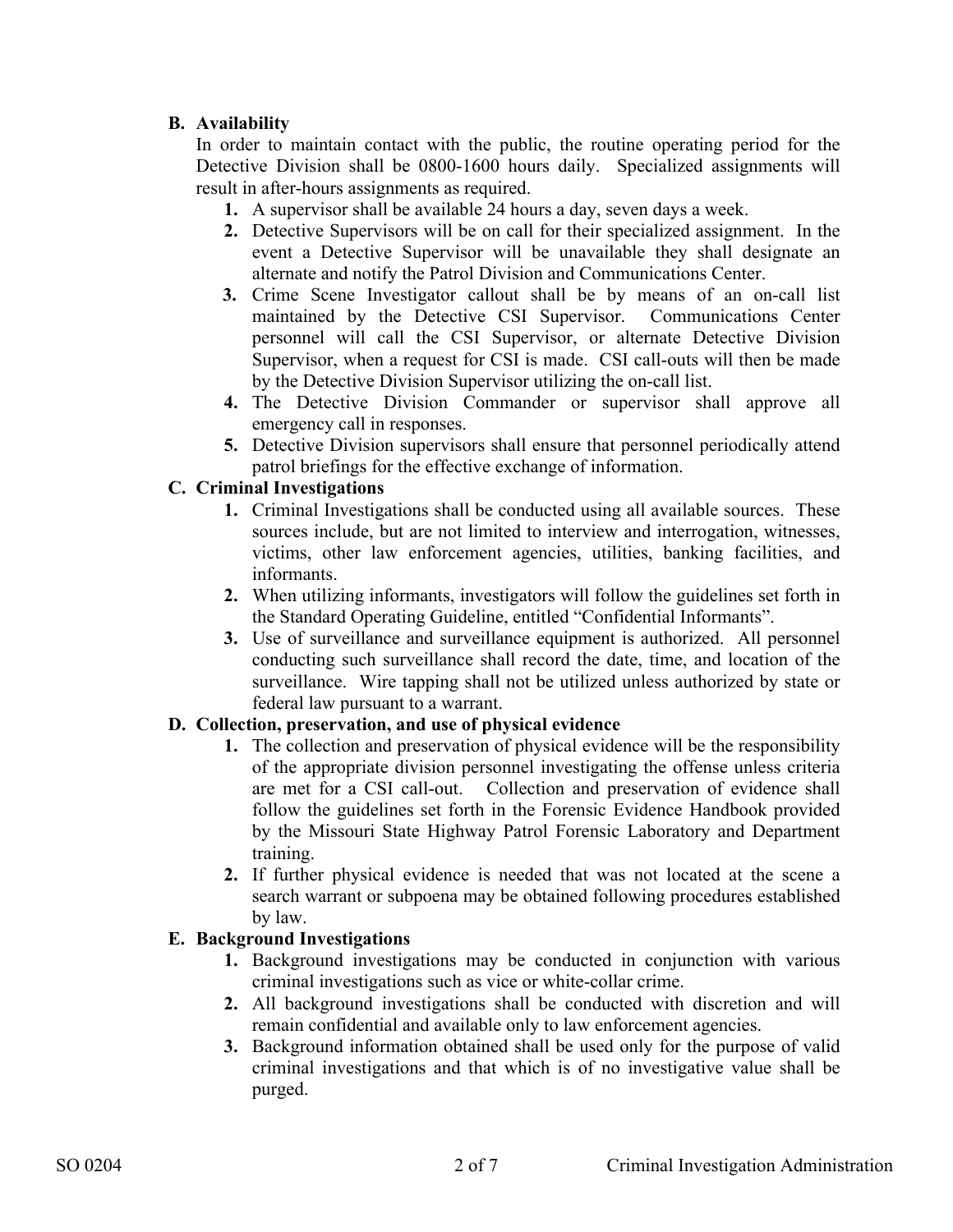**B. Availability**

In order to maintain contact with the public, the routine operating period for the Detective Division shall be 0800-1600 hours daily. Specialized assignments will result in after-hours assignments as required.

1. A supervisor shall be available 24 hours a day, seven days a week.
2. Detective Supervisors will be on call for their specialized assignment. In the event a Detective Supervisor will be unavailable they shall designate an alternate and notify the Patrol Division and Communications Center.
3. Crime Scene Investigator callout shall be by means of an on-call list maintained by the Detective CSI Supervisor. Communications Center personnel will call the CSI Supervisor, or alternate Detective Division Supervisor, when a request for CSI is made. CSI call-outs will then be made by the Detective Division Supervisor utilizing the on-call list.
4. The Detective Division Commander or supervisor shall approve all emergency call in responses.
5. Detective Division supervisors shall ensure that personnel periodically attend patrol briefings for the effective exchange of information.

**C. Criminal Investigations**

1. Criminal Investigations shall be conducted using all available sources. These sources include, but are not limited to interview and interrogation, witnesses, victims, other law enforcement agencies, utilities, banking facilities, and informants.
2. When utilizing informants, investigators will follow the guidelines set forth in the Standard Operating Guideline, entitled "Confidential Informants".
3. Use of surveillance and surveillance equipment is authorized. All personnel conducting such surveillance shall record the date, time, and location of the surveillance. Wire tapping shall not be utilized unless authorized by state or federal law pursuant to a warrant.

**D. Collection, preservation, and use of physical evidence**

1. The collection and preservation of physical evidence will be the responsibility of the appropriate division personnel investigating the offense unless criteria are met for a CSI call-out. Collection and preservation of evidence shall follow the guidelines set forth in the Forensic Evidence Handbook provided by the Missouri State Highway Patrol Forensic Laboratory and Department training.
2. If further physical evidence is needed that was not located at the scene a search warrant or subpoena may be obtained following procedures established by law.

**E. Background Investigations**

1. Background investigations may be conducted in conjunction with various criminal investigations such as vice or white-collar crime.
2. All background investigations shall be conducted with discretion and will remain confidential and available only to law enforcement agencies.
3. Background information obtained shall be used only for the purpose of valid criminal investigations and that which is of no investigative value shall be purged.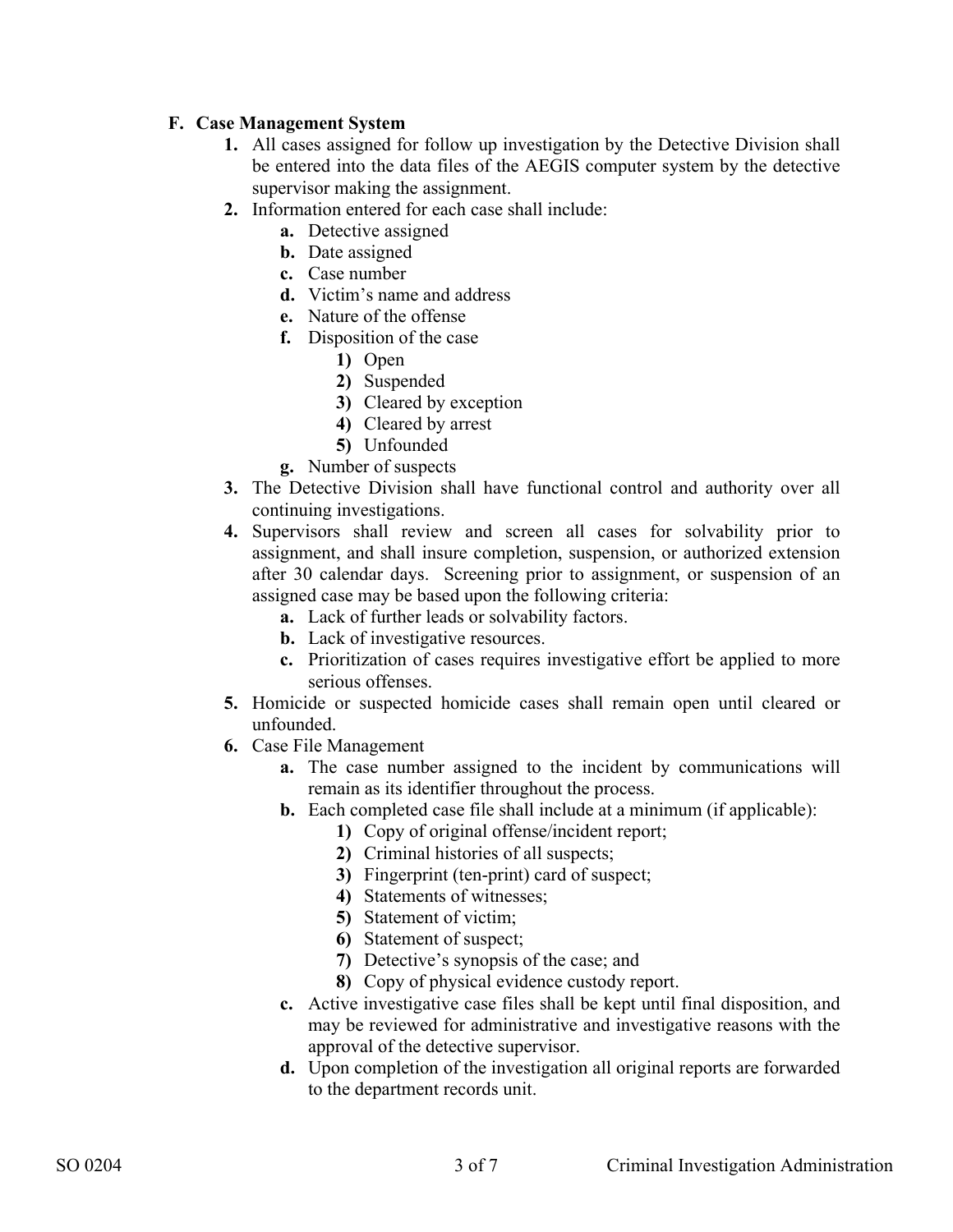**F. Case Management System**

1. All cases assigned for follow up investigation by the Detective Division shall be entered into the data files of the AEGIS computer system by the detective supervisor making the assignment.
2. Information entered for each case shall include:
    - **a.** Detective assigned
    - **b.** Date assigned
    - **c.** Case number
    - **d.** Victim's name and address
    - **e.** Nature of the offense
    - **f.** Disposition of the case
        1) Open
        2) Suspended
        3) Cleared by exception
        4) Cleared by arrest
        5) Unfounded
    - **g.** Number of suspects
3. The Detective Division shall have functional control and authority over all continuing investigations.
4. Supervisors shall review and screen all cases for solvability prior to assignment, and shall insure completion, suspension, or authorized extension after 30 calendar days. Screening prior to assignment, or suspension of an assigned case may be based upon the following criteria:
    - **a.** Lack of further leads or solvability factors.
    - **b.** Lack of investigative resources.
    - **c.** Prioritization of cases requires investigative effort be applied to more serious offenses.
5. Homicide or suspected homicide cases shall remain open until cleared or unfounded.
6. Case File Management
    - **a.** The case number assigned to the incident by communications will remain as its identifier throughout the process.
    - **b.** Each completed case file shall include at a minimum (if applicable):
        1) Copy of original offense/incident report;
        2) Criminal histories of all suspects;
        3) Fingerprint (ten-print) card of suspect;
        4) Statements of witnesses;
        5) Statement of victim;
        6) Statement of suspect;
        7) Detective's synopsis of the case; and
        8) Copy of physical evidence custody report.
    - **c.** Active investigative case files shall be kept until final disposition, and may be reviewed for administrative and investigative reasons with the approval of the detective supervisor.
    - **d.** Upon completion of the investigation all original reports are forwarded to the department records unit.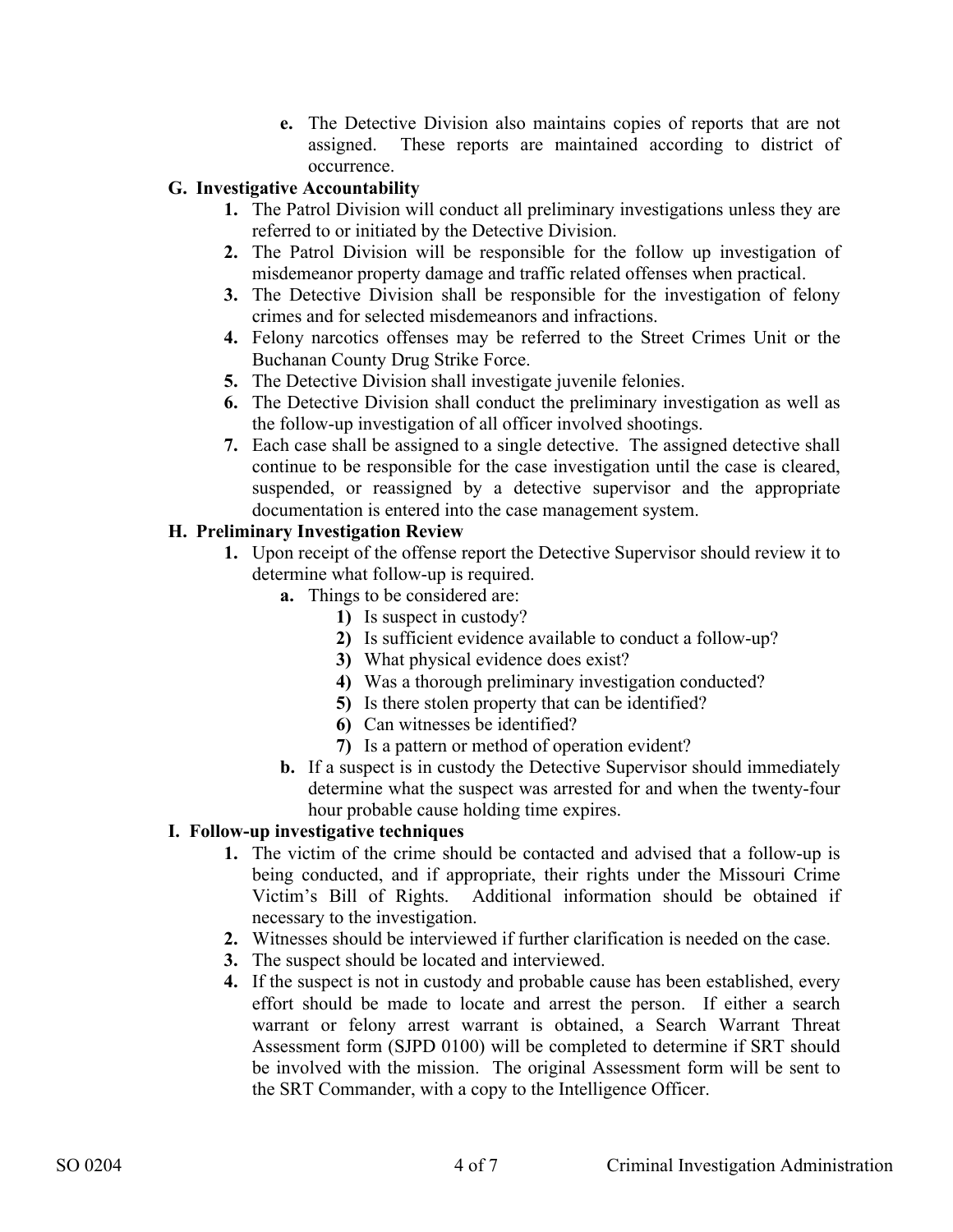e. The Detective Division also maintains copies of reports that are not assigned. These reports are maintained according to district of occurrence.

### G. Investigative Accountability

1. The Patrol Division will conduct all preliminary investigations unless they are referred to or initiated by the Detective Division.
2. The Patrol Division will be responsible for the follow up investigation of misdemeanor property damage and traffic related offenses when practical.
3. The Detective Division shall be responsible for the investigation of felony crimes and for selected misdemeanors and infractions.
4. Felony narcotics offenses may be referred to the Street Crimes Unit or the Buchanan County Drug Strike Force.
5. The Detective Division shall investigate juvenile felonies.
6. The Detective Division shall conduct the preliminary investigation as well as the follow-up investigation of all officer involved shootings.
7. Each case shall be assigned to a single detective. The assigned detective shall continue to be responsible for the case investigation until the case is cleared, suspended, or reassigned by a detective supervisor and the appropriate documentation is entered into the case management system.

### H. Preliminary Investigation Review

1. Upon receipt of the offense report the Detective Supervisor should review it to determine what follow-up is required.
   - a. Things to be considered are:
     - 1) Is suspect in custody?
     - 2) Is sufficient evidence available to conduct a follow-up?
     - 3) What physical evidence does exist?
     - 4) Was a thorough preliminary investigation conducted?
     - 5) Is there stolen property that can be identified?
     - 6) Can witnesses be identified?
     - 7) Is a pattern or method of operation evident?
   - b. If a suspect is in custody the Detective Supervisor should immediately determine what the suspect was arrested for and when the twenty-four hour probable cause holding time expires.

### I. Follow-up investigative techniques

1. The victim of the crime should be contacted and advised that a follow-up is being conducted, and if appropriate, their rights under the Missouri Crime Victim's Bill of Rights. Additional information should be obtained if necessary to the investigation.
2. Witnesses should be interviewed if further clarification is needed on the case.
3. The suspect should be located and interviewed.
4. If the suspect is not in custody and probable cause has been established, every effort should be made to locate and arrest the person. If either a search warrant or felony arrest warrant is obtained, a Search Warrant Threat Assessment form (SJPD 0100) will be completed to determine if SRT should be involved with the mission. The original Assessment form will be sent to the SRT Commander, with a copy to the Intelligence Officer.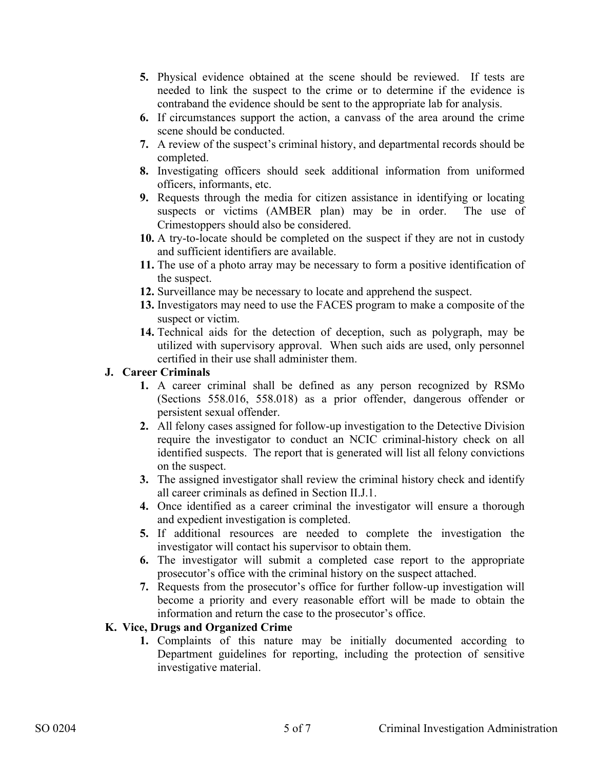5. Physical evidence obtained at the scene should be reviewed. If tests are needed to link the suspect to the crime or to determine if the evidence is contraband the evidence should be sent to the appropriate lab for analysis.
6. If circumstances support the action, a canvass of the area around the crime scene should be conducted.
7. A review of the suspect's criminal history, and departmental records should be completed.
8. Investigating officers should seek additional information from uniformed officers, informants, etc.
9. Requests through the media for citizen assistance in identifying or locating suspects or victims (AMBER plan) may be in order. The use of Crimestoppers should also be considered.
10. A try-to-locate should be completed on the suspect if they are not in custody and sufficient identifiers are available.
11. The use of a photo array may be necessary to form a positive identification of the suspect.
12. Surveillance may be necessary to locate and apprehend the suspect.
13. Investigators may need to use the FACES program to make a composite of the suspect or victim.
14. Technical aids for the detection of deception, such as polygraph, may be utilized with supervisory approval. When such aids are used, only personnel certified in their use shall administer them.

**J. Career Criminals**

1. A career criminal shall be defined as any person recognized by RSMo (Sections 558.016, 558.018) as a prior offender, dangerous offender or persistent sexual offender.
2. All felony cases assigned for follow-up investigation to the Detective Division require the investigator to conduct an NCIC criminal-history check on all identified suspects. The report that is generated will list all felony convictions on the suspect.
3. The assigned investigator shall review the criminal history check and identify all career criminals as defined in Section II.J.1.
4. Once identified as a career criminal the investigator will ensure a thorough and expedient investigation is completed.
5. If additional resources are needed to complete the investigation the investigator will contact his supervisor to obtain them.
6. The investigator will submit a completed case report to the appropriate prosecutor's office with the criminal history on the suspect attached.
7. Requests from the prosecutor's office for further follow-up investigation will become a priority and every reasonable effort will be made to obtain the information and return the case to the prosecutor's office.

**K. Vice, Drugs and Organized Crime**

1. Complaints of this nature may be initially documented according to Department guidelines for reporting, including the protection of sensitive investigative material.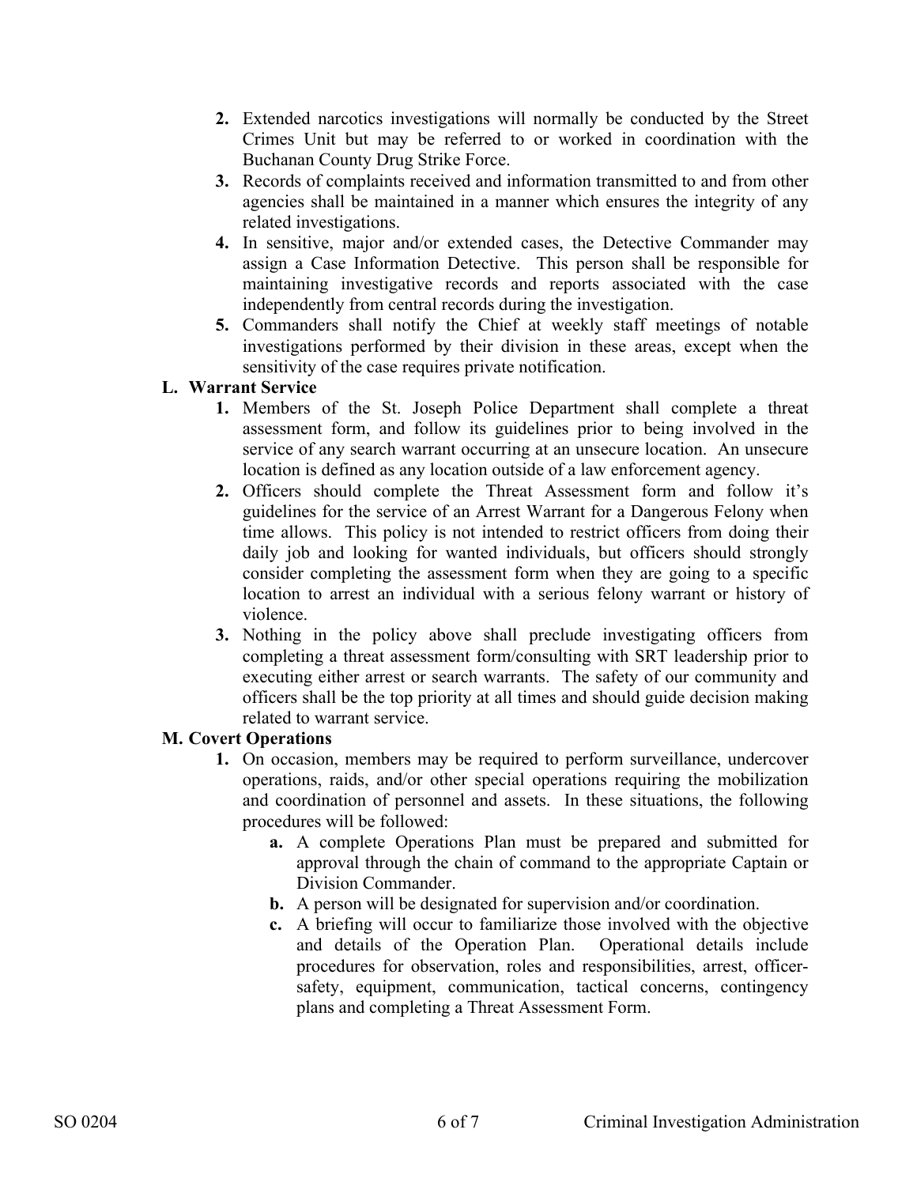2. Extended narcotics investigations will normally be conducted by the Street Crimes Unit but may be referred to or worked in coordination with the Buchanan County Drug Strike Force.
3. Records of complaints received and information transmitted to and from other agencies shall be maintained in a manner which ensures the integrity of any related investigations.
4. In sensitive, major and/or extended cases, the Detective Commander may assign a Case Information Detective. This person shall be responsible for maintaining investigative records and reports associated with the case independently from central records during the investigation.
5. Commanders shall notify the Chief at weekly staff meetings of notable investigations performed by their division in these areas, except when the sensitivity of the case requires private notification.

**L. Warrant Service**

1. Members of the St. Joseph Police Department shall complete a threat assessment form, and follow its guidelines prior to being involved in the service of any search warrant occurring at an unsecure location. An unsecure location is defined as any location outside of a law enforcement agency.
2. Officers should complete the Threat Assessment form and follow it's guidelines for the service of an Arrest Warrant for a Dangerous Felony when time allows. This policy is not intended to restrict officers from doing their daily job and looking for wanted individuals, but officers should strongly consider completing the assessment form when they are going to a specific location to arrest an individual with a serious felony warrant or history of violence.
3. Nothing in the policy above shall preclude investigating officers from completing a threat assessment form/consulting with SRT leadership prior to executing either arrest or search warrants. The safety of our community and officers shall be the top priority at all times and should guide decision making related to warrant service.

**M. Covert Operations**

1. On occasion, members may be required to perform surveillance, undercover operations, raids, and/or other special operations requiring the mobilization and coordination of personnel and assets. In these situations, the following procedures will be followed:
   - **a.** A complete Operations Plan must be prepared and submitted for approval through the chain of command to the appropriate Captain or Division Commander.
   - **b.** A person will be designated for supervision and/or coordination.
   - **c.** A briefing will occur to familiarize those involved with the objective and details of the Operation Plan. Operational details include procedures for observation, roles and responsibilities, arrest, officer-safety, equipment, communication, tactical concerns, contingency plans and completing a Threat Assessment Form.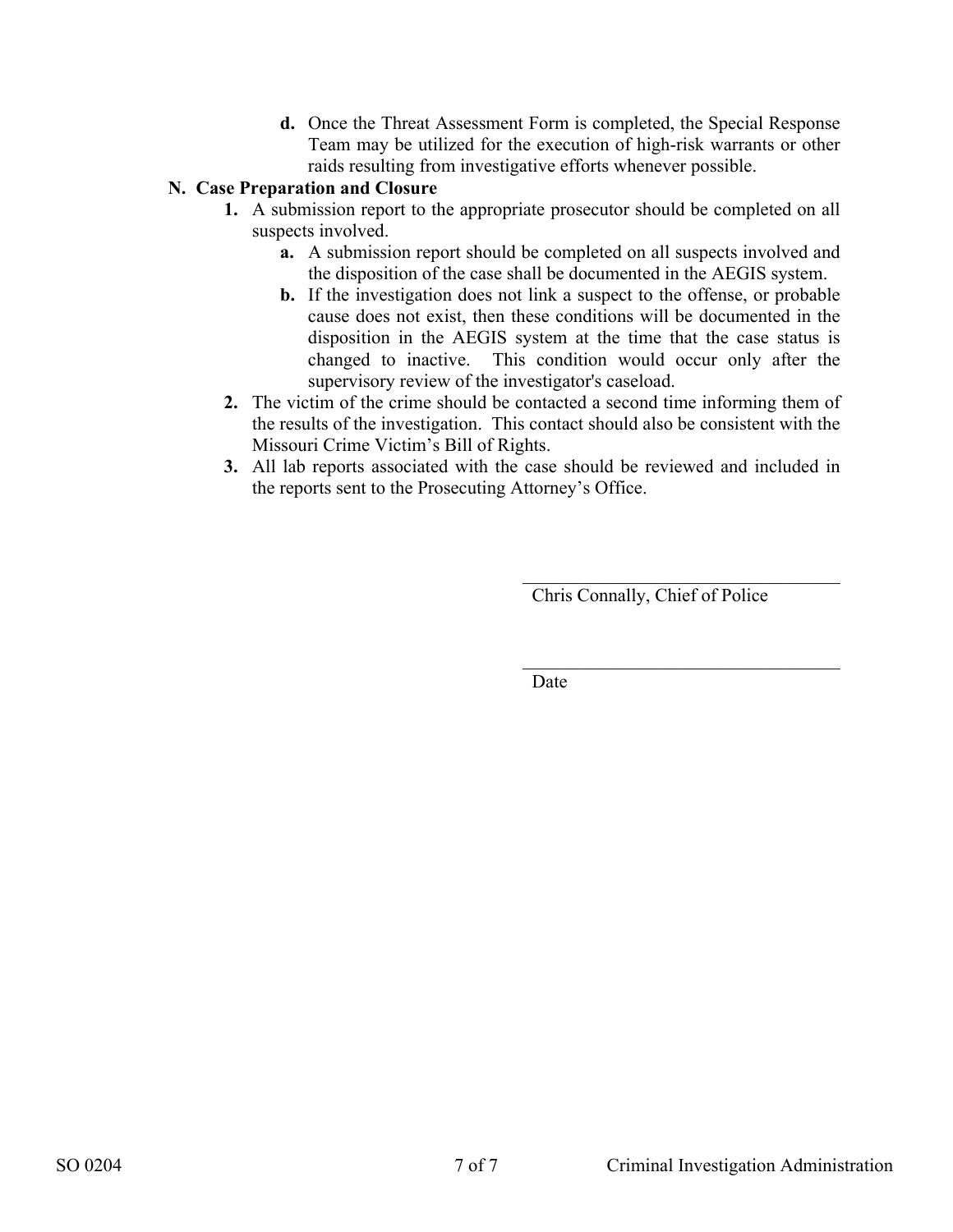d. Once the Threat Assessment Form is completed, the Special Response Team may be utilized for the execution of high-risk warrants or other raids resulting from investigative efforts whenever possible.

**N. Case Preparation and Closure**

1. A submission report to the appropriate prosecutor should be completed on all suspects involved.
   - **a.** A submission report should be completed on all suspects involved and the disposition of the case shall be documented in the AEGIS system.
   - **b.** If the investigation does not link a suspect to the offense, or probable cause does not exist, then these conditions will be documented in the disposition in the AEGIS system at the time that the case status is changed to inactive. This condition would occur only after the supervisory review of the investigator's caseload.
2. The victim of the crime should be contacted a second time informing them of the results of the investigation. This contact should also be consistent with the Missouri Crime Victim's Bill of Rights.
3. All lab reports associated with the case should be reviewed and included in the reports sent to the Prosecuting Attorney's Office.

Chris Connally, Chief of Police

Date